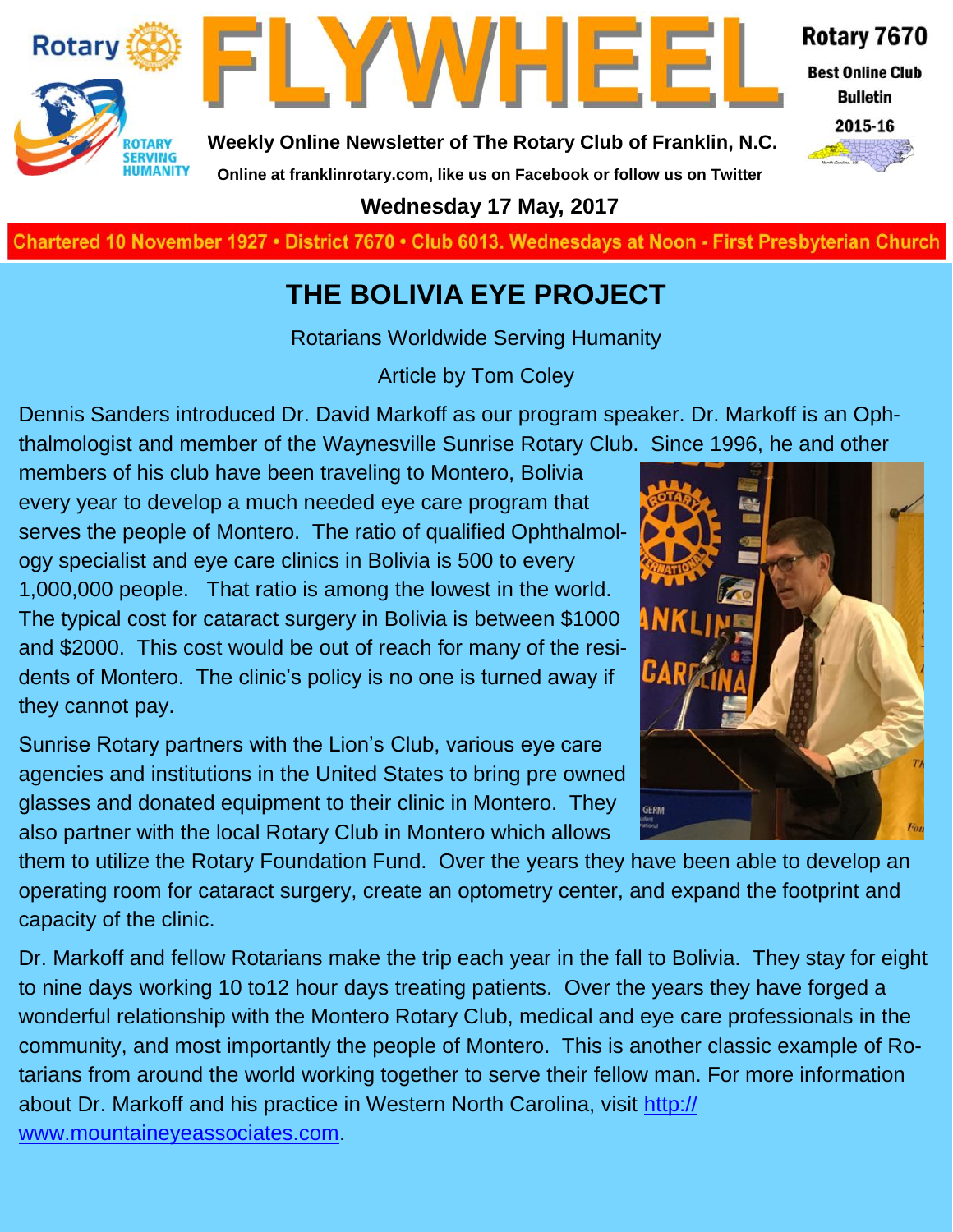# FLYWHEEL

**Weekly Online Newsletter of The Rotary Club of Franklin, N.C.**

**Online at franklinrotary.com, like us on Facebook or follow us on Twitter**

**Rotary 7670**

**Best Online Club Bulletin**

**2015-16**

**Wednesday 17 May, 2017**

**Chartered 10 November 1927 • District 7670 • Club 6013. Wednesdays at Noon - First Presbyterian Church**

## THE BOLIVIA EYE PROJECT

Rotarians Worldwide Serving Humanity

Article by Tom Coley

Dennis Sanders introduced Dr. David Markoff as our program speaker. Dr. Markoff is an Ophthalmologist and member of the Waynesville Sunrise Rotary Club. Since 1996, he and other members of his club have been traveling to Montero, Bolivia every year to develop a much needed eye care program that serves the people of Montero. The ratio of qualified Ophthalmology specialist and eye care clinics in Bolivia is 500 to every 1,000,000 people. That ratio is among the lowest in the world. The typical cost for cataract surgery in Bolivia is between $1000 and $2000. This cost would be out of reach for many of the residents of Montero. The clinic's policy is no one is turned away if they cannot pay.

Sunrise Rotary partners with the Lion's Club, various eye care agencies and institutions in the United States to bring pre owned glasses and donated equipment to their clinic in Montero. They also partner with the local Rotary Club in Montero which allows them to utilize the Rotary Foundation Fund. Over the years they have been able to develop an operating room for cataract surgery, create an optometry center, and expand the footprint and capacity of the clinic.

Dr. Markoff and fellow Rotarians make the trip each year in the fall to Bolivia. They stay for eight to nine days working 10 to12 hour days treating patients. Over the years they have forged a wonderful relationship with the Montero Rotary Club, medical and eye care professionals in the community, and most importantly the people of Montero. This is another classic example of Rotarians from around the world working together to serve their fellow man. For more information about Dr. Markoff and his practice in Western North Carolina, visit [http://www.mountaineyeassociates.com](http://www.mountaineyeassociates.com).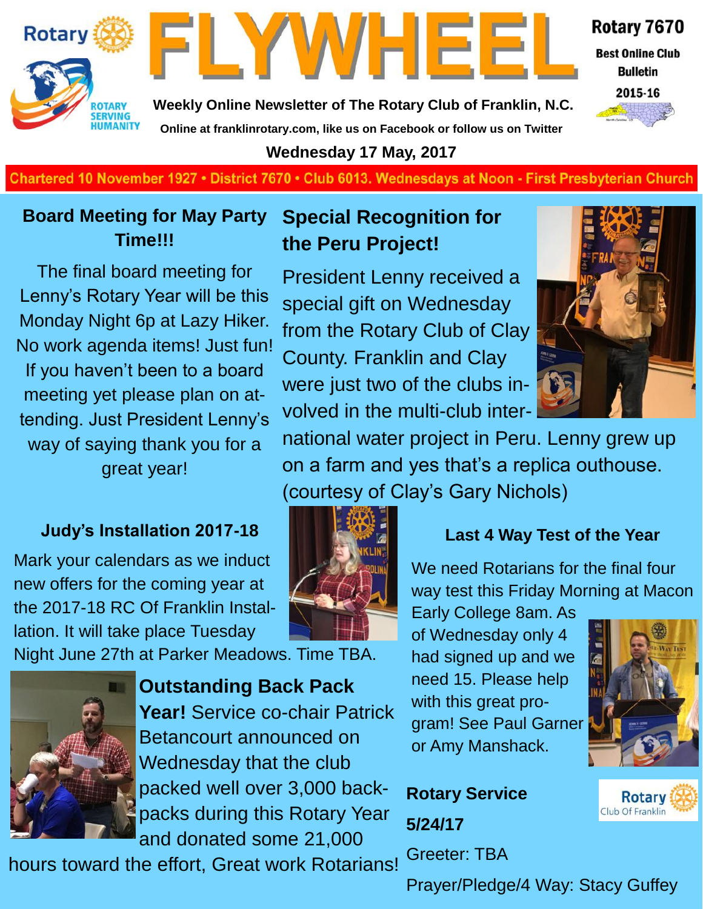# FLYWHEEL

Rotary 7670
Best Online Club Bulletin
2015-16

Weekly Online Newsletter of The Rotary Club of Franklin, N.C.

Online at franklinrotary.com, like us on Facebook or follow us on Twitter

**Wednesday 17 May, 2017**

Chartered 10 November 1927 • District 7670 • Club 6013. Wednesdays at Noon - First Presbyterian Church

## Board Meeting for May Party Time!!!

The final board meeting for Lenny's Rotary Year will be this Monday Night 6p at Lazy Hiker. No work agenda items! Just fun! If you haven't been to a board meeting yet please plan on attending. Just President Lenny's way of saying thank you for a great year!

## Special Recognition for the Peru Project!

President Lenny received a special gift on Wednesday from the Rotary Club of Clay County. Franklin and Clay were just two of the clubs involved in the multi-club international water project in Peru. Lenny grew up on a farm and yes that's a replica outhouse. (courtesy of Clay's Gary Nichols)

### Judy's Installation 2017-18

Mark your calendars as we induct new offers for the coming year at the 2017-18 RC Of Franklin Installation. It will take place Tuesday Night June 27th at Parker Meadows. Time TBA.

**Outstanding Back Pack Year!** Service co-chair Patrick Betancourt announced on Wednesday that the club packed well over 3,000 backpacks during this Rotary Year and donated some 21,000 hours toward the effort, Great work Rotarians!

### Last 4 Way Test of the Year

We need Rotarians for the final four way test this Friday Morning at Macon Early College 8am. As of Wednesday only 4 had signed up and we need 15. Please help with this great program! See Paul Garner or Amy Manshack.

### Rotary Service 5/24/17

Greeter: TBA

Prayer/Pledge/4 Way: Stacy Guffey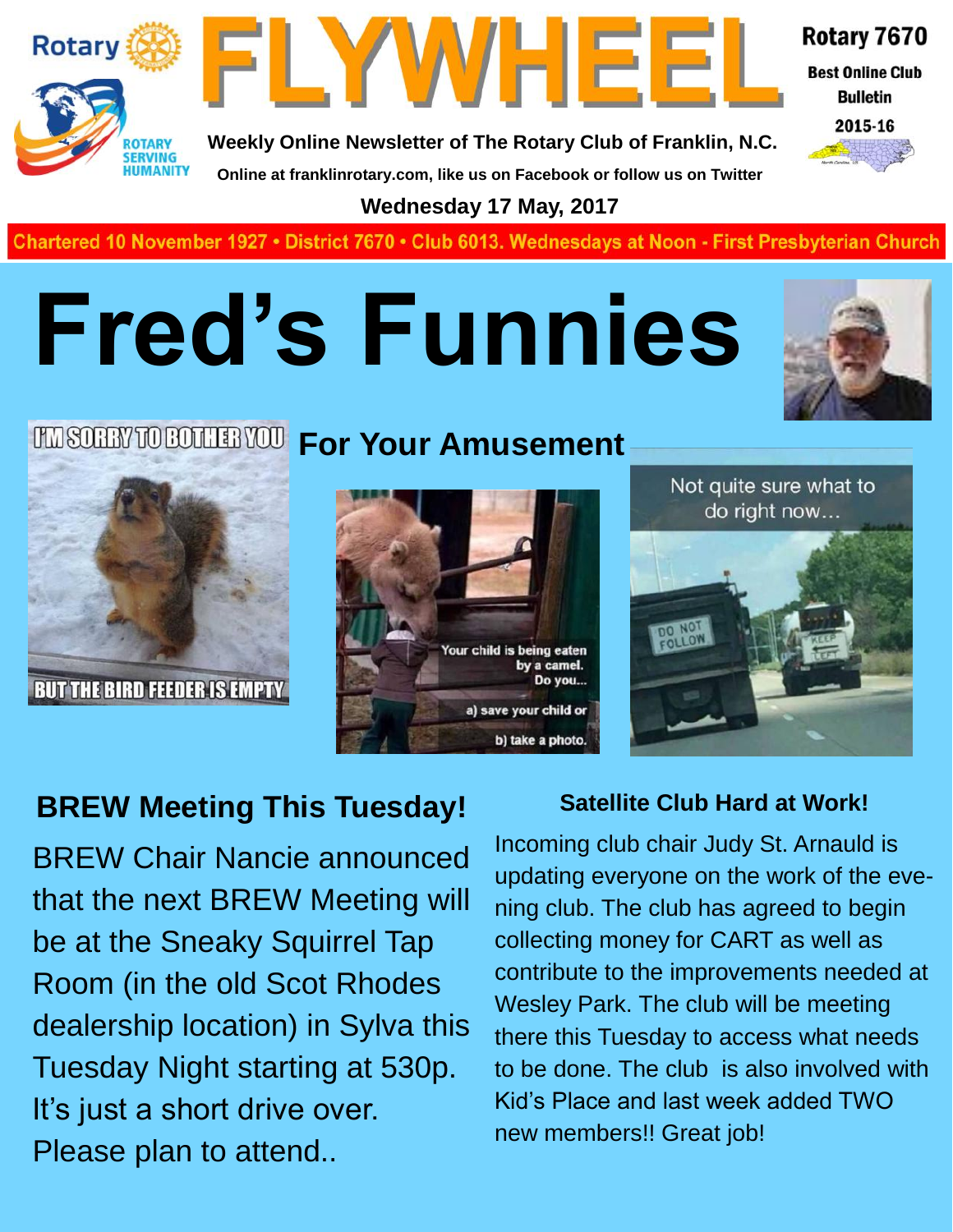# FLYWHEEL

**Weekly Online Newsletter of The Rotary Club of Franklin, N.C.**

Online at franklinrotary.com, like us on Facebook or follow us on Twitter

**Wednesday 17 May, 2017**

Rotary 7670 Best Online Club Bulletin 2015-16

Chartered 10 November 1927 • District 7670 • Club 6013. Wednesdays at Noon - First Presbyterian Church

# Fred's Funnies

## For Your Amusement

## BREW Meeting This Tuesday!

BREW Chair Nancie announced that the next BREW Meeting will be at the Sneaky Squirrel Tap Room (in the old Scot Rhodes dealership location) in Sylva this Tuesday Night starting at 530p. It's just a short drive over. Please plan to attend..

### Satellite Club Hard at Work!

Incoming club chair Judy St. Arnauld is updating everyone on the work of the evening club. The club has agreed to begin collecting money for CART as well as contribute to the improvements needed at Wesley Park. The club will be meeting there this Tuesday to access what needs to be done. The club is also involved with Kid's Place and last week added TWO new members!! Great job!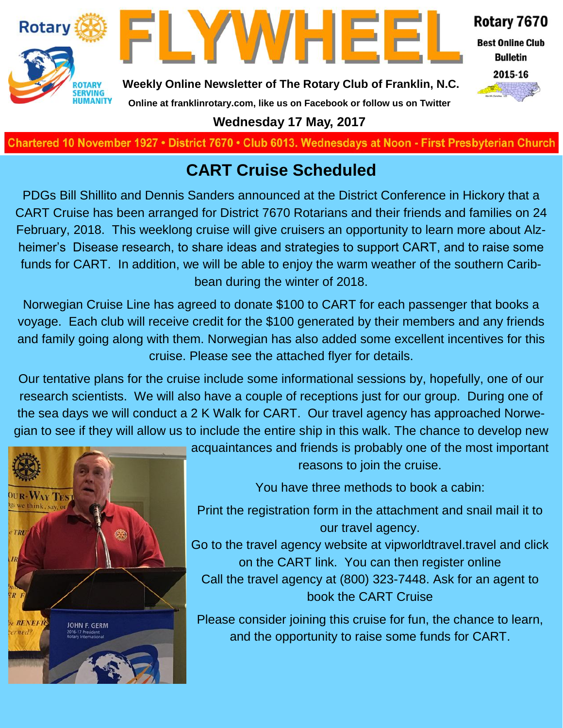Rotary

# FLYWHEEL

Weekly Online Newsletter of The Rotary Club of Franklin, N.C.

Online at franklinrotary.com, like us on Facebook or follow us on Twitter

**Wednesday 17 May, 2017**

Rotary 7670

Best Online Club Bulletin 2015-16

Chartered 10 November 1927 • District 7670 • Club 6013. Wednesdays at Noon - First Presbyterian Church

## CART Cruise Scheduled

PDGs Bill Shillito and Dennis Sanders announced at the District Conference in Hickory that a CART Cruise has been arranged for District 7670 Rotarians and their friends and families on 24 February, 2018. This weeklong cruise will give cruisers an opportunity to learn more about Alzheimer's Disease research, to share ideas and strategies to support CART, and to raise some funds for CART. In addition, we will be able to enjoy the warm weather of the southern Caribbean during the winter of 2018.

Norwegian Cruise Line has agreed to donate $100 to CART for each passenger that books a voyage. Each club will receive credit for the $100 generated by their members and any friends and family going along with them. Norwegian has also added some excellent incentives for this cruise. Please see the attached flyer for details.

Our tentative plans for the cruise include some informational sessions by, hopefully, one of our research scientists. We will also have a couple of receptions just for our group. During one of the sea days we will conduct a 2 K Walk for CART. Our travel agency has approached Norwegian to see if they will allow us to include the entire ship in this walk. The chance to develop new acquaintances and friends is probably one of the most important reasons to join the cruise.

You have three methods to book a cabin:

Print the registration form in the attachment and snail mail it to our travel agency.

Go to the travel agency website at vipworldtravel.travel and click on the CART link. You can then register online

Call the travel agency at (800) 323-7448. Ask for an agent to book the CART Cruise

Please consider joining this cruise for fun, the chance to learn, and the opportunity to raise some funds for CART.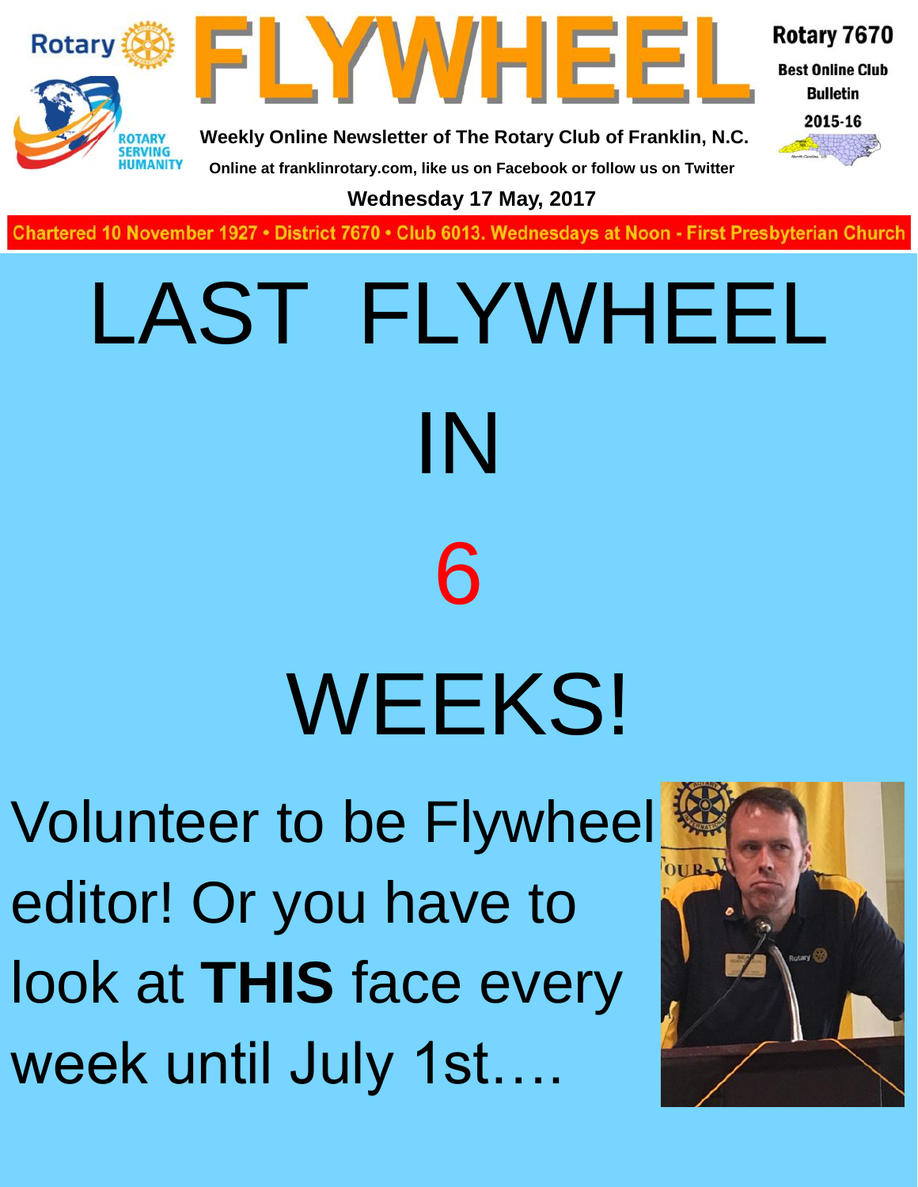Rotary

ROTARY SERVING HUMANITY

# FLYWHEEL

Rotary 7670

Best Online Club Bulletin

2015-16

**Weekly Online Newsletter of The Rotary Club of Franklin, N.C.**

**Online at franklinrotary.com, like us on Facebook or follow us on Twitter**

**Wednesday 17 May, 2017**

**Chartered 10 November 1927 • District 7670 • Club 6013. Wednesdays at Noon - First Presbyterian Church**

# LAST FLYWHEEL

# IN

# 6

# WEEKS!

Volunteer to be Flywheel editor! Or you have to look at **THIS** face every week until July 1st….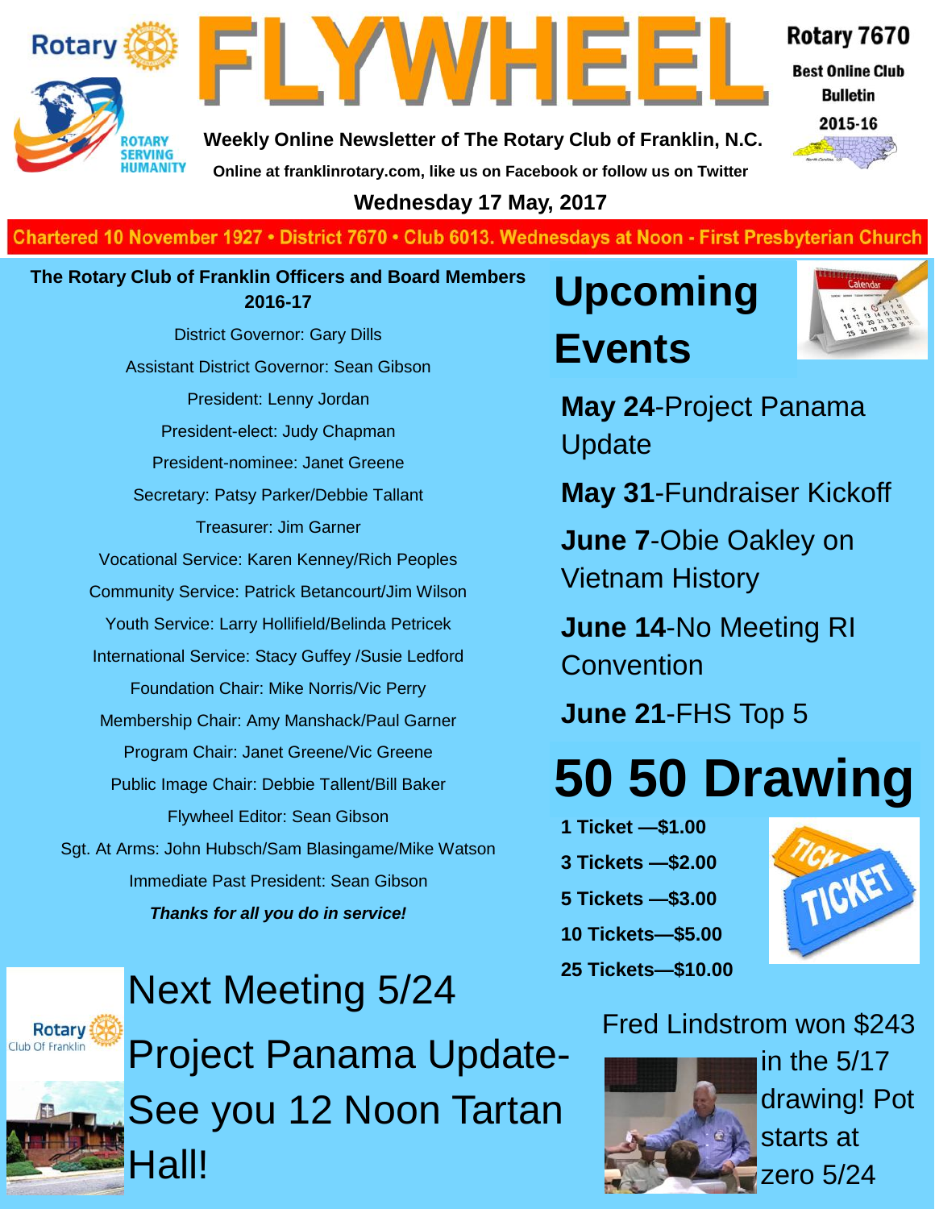# FLYWHEEL

Rotary 7670

Best Online Club Bulletin 2015-16

Weekly Online Newsletter of The Rotary Club of Franklin, N.C.

Online at franklinrotary.com, like us on Facebook or follow us on Twitter

**Wednesday 17 May, 2017**

Chartered 10 November 1927 • District 7670 • Club 6013. Wednesdays at Noon - First Presbyterian Church

**The Rotary Club of Franklin Officers and Board Members 2016-17**

District Governor: Gary Dills

Assistant District Governor: Sean Gibson

President: Lenny Jordan

President-elect: Judy Chapman

President-nominee: Janet Greene

Secretary: Patsy Parker/Debbie Tallant

Treasurer: Jim Garner

Vocational Service: Karen Kenney/Rich Peoples

Community Service: Patrick Betancourt/Jim Wilson

Youth Service: Larry Hollifield/Belinda Petricek

International Service: Stacy Guffey /Susie Ledford

Foundation Chair: Mike Norris/Vic Perry

Membership Chair: Amy Manshack/Paul Garner

Program Chair: Janet Greene/Vic Greene

Public Image Chair: Debbie Tallent/Bill Baker

Flywheel Editor: Sean Gibson

Sgt. At Arms: John Hubsch/Sam Blasingame/Mike Watson

Immediate Past President: Sean Gibson

***Thanks for all you do in service!***

## Next Meeting 5/24

## Project Panama Update-See you 12 Noon Tartan Hall!

## Upcoming Events

**May 24**-Project Panama Update

**May 31**-Fundraiser Kickoff

**June 7**-Obie Oakley on Vietnam History

**June 14**-No Meeting RI Convention

**June 21**-FHS Top 5

## 50 50 Drawing

**1 Ticket —$1.00**

**3 Tickets —$2.00**

**5 Tickets —$3.00**

**10 Tickets—$5.00**

**25 Tickets—$10.00**

Fred Lindstrom won $243 in the 5/17 drawing! Pot starts at zero 5/24